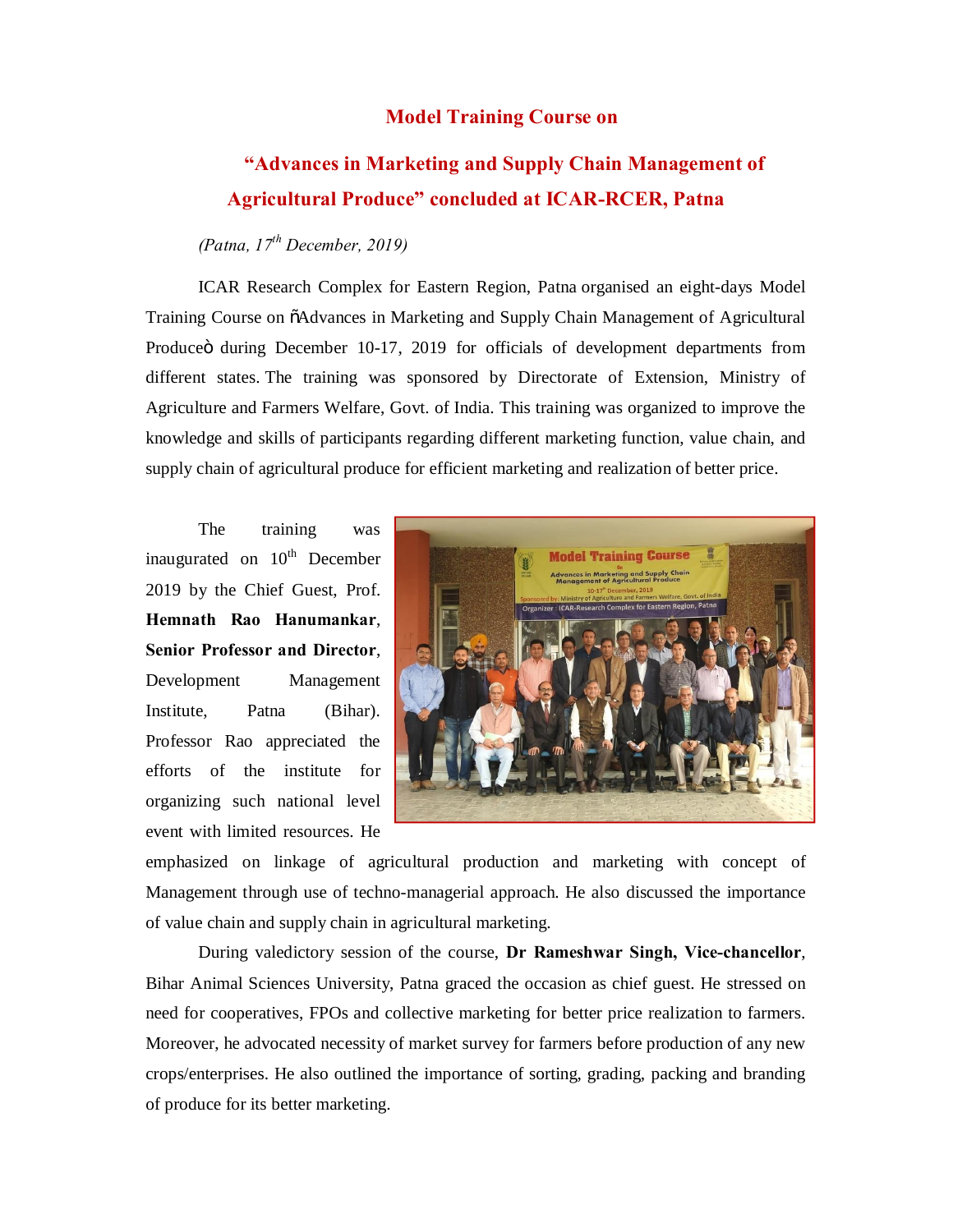# Model Training Course on

## "Advances in Marketing and Supply Chain Management of Agricultural Produce" concluded at ICAR-RCER, Patna

*(Patna, 17th December, 2019)*

ICAR Research Complex for Eastern Region, Patna organised an eight-days Model Training Course on õAdvances in Marketing and Supply Chain Management of Agricultural Produceö during December 10-17, 2019 for officials of development departments from different states. The training was sponsored by Directorate of Extension, Ministry of Agriculture and Farmers Welfare, Govt. of India. This training was organized to improve the knowledge and skills of participants regarding different marketing function, value chain, and supply chain of agricultural produce for efficient marketing and realization of better price.

The training was inaugurated on 10th December 2019 by the Chief Guest, Prof. **Hemnath Rao Hanumankar**, **Senior Professor and Director**, Development Management Institute, Patna (Bihar). Professor Rao appreciated the efforts of the institute for organizing such national level event with limited resources. He emphasized on linkage of agricultural production and marketing with concept of Management through use of techno-managerial approach. He also discussed the importance of value chain and supply chain in agricultural marketing.

During valedictory session of the course, **Dr Rameshwar Singh, Vice-chancellor**, Bihar Animal Sciences University, Patna graced the occasion as chief guest. He stressed on need for cooperatives, FPOs and collective marketing for better price realization to farmers. Moreover, he advocated necessity of market survey for farmers before production of any new crops/enterprises. He also outlined the importance of sorting, grading, packing and branding of produce for its better marketing.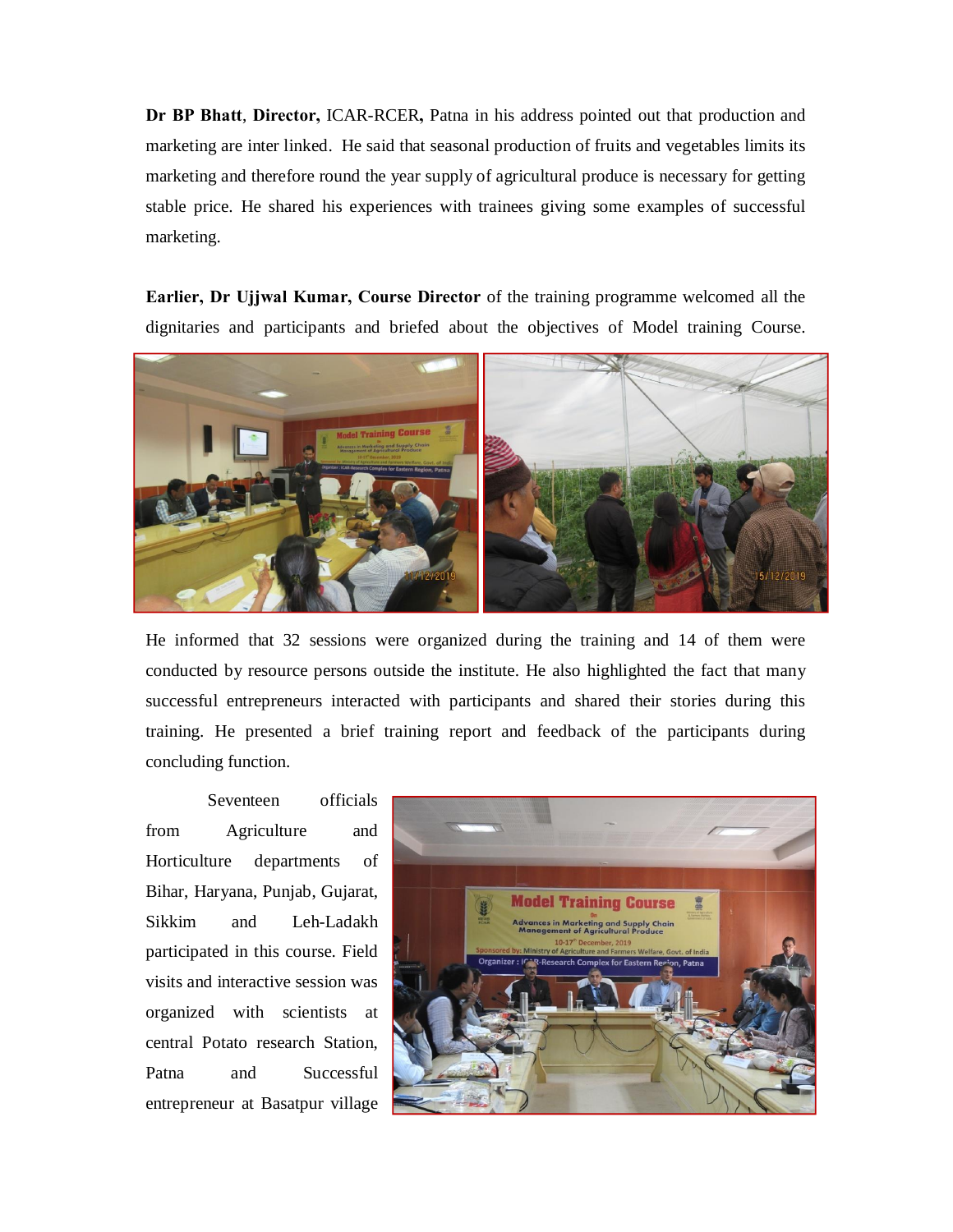**Dr BP Bhatt**, **Director,** ICAR-RCER**,** Patna in his address pointed out that production and marketing are inter linked. He said that seasonal production of fruits and vegetables limits its marketing and therefore round the year supply of agricultural produce is necessary for getting stable price. He shared his experiences with trainees giving some examples of successful marketing.

**Earlier, Dr Ujjwal Kumar, Course Director** of the training programme welcomed all the dignitaries and participants and briefed about the objectives of Model training Course. He informed that 32 sessions were organized during the training and 14 of them were conducted by resource persons outside the institute. He also highlighted the fact that many successful entrepreneurs interacted with participants and shared their stories during this training. He presented a brief training report and feedback of the participants during concluding function.

Seventeen officials from Agriculture and Horticulture departments of Bihar, Haryana, Punjab, Gujarat, Sikkim and Leh-Ladakh participated in this course. Field visits and interactive session was organized with scientists at central Potato research Station, Patna and Successful entrepreneur at Basatpur village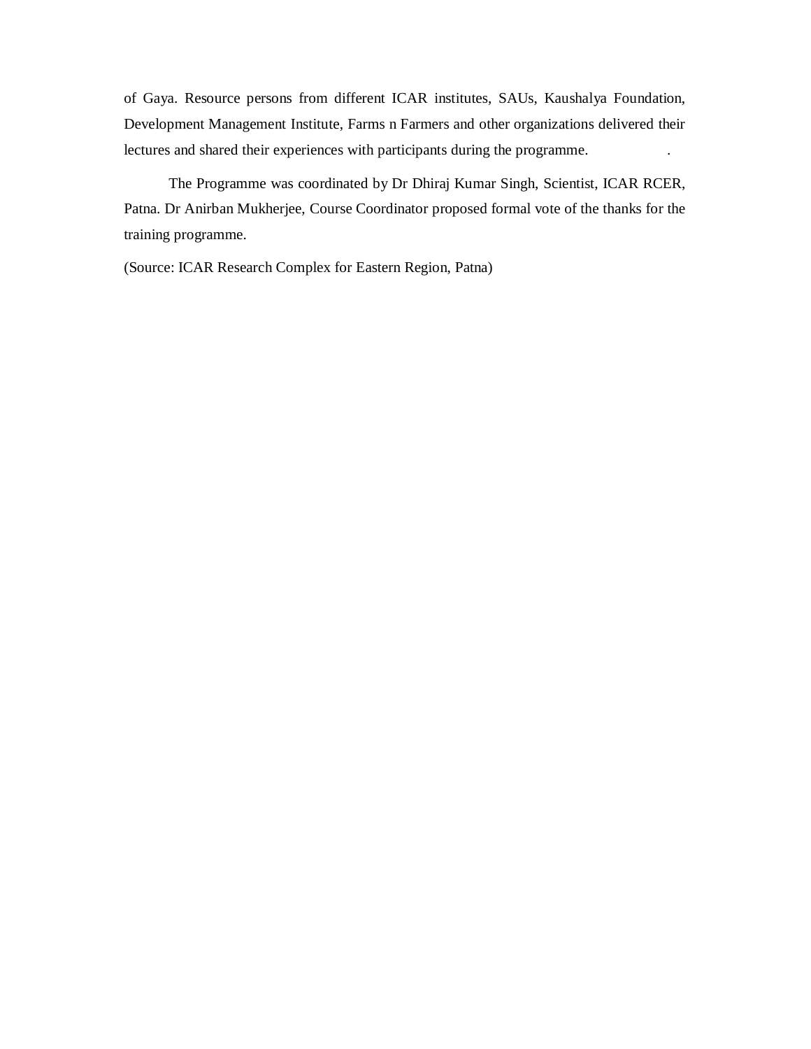of Gaya. Resource persons from different ICAR institutes, SAUs, Kaushalya Foundation, Development Management Institute, Farms n Farmers and other organizations delivered their lectures and shared their experiences with participants during the programme. .

The Programme was coordinated by Dr Dhiraj Kumar Singh, Scientist, ICAR RCER, Patna. Dr Anirban Mukherjee, Course Coordinator proposed formal vote of the thanks for the training programme.

(Source: ICAR Research Complex for Eastern Region, Patna)